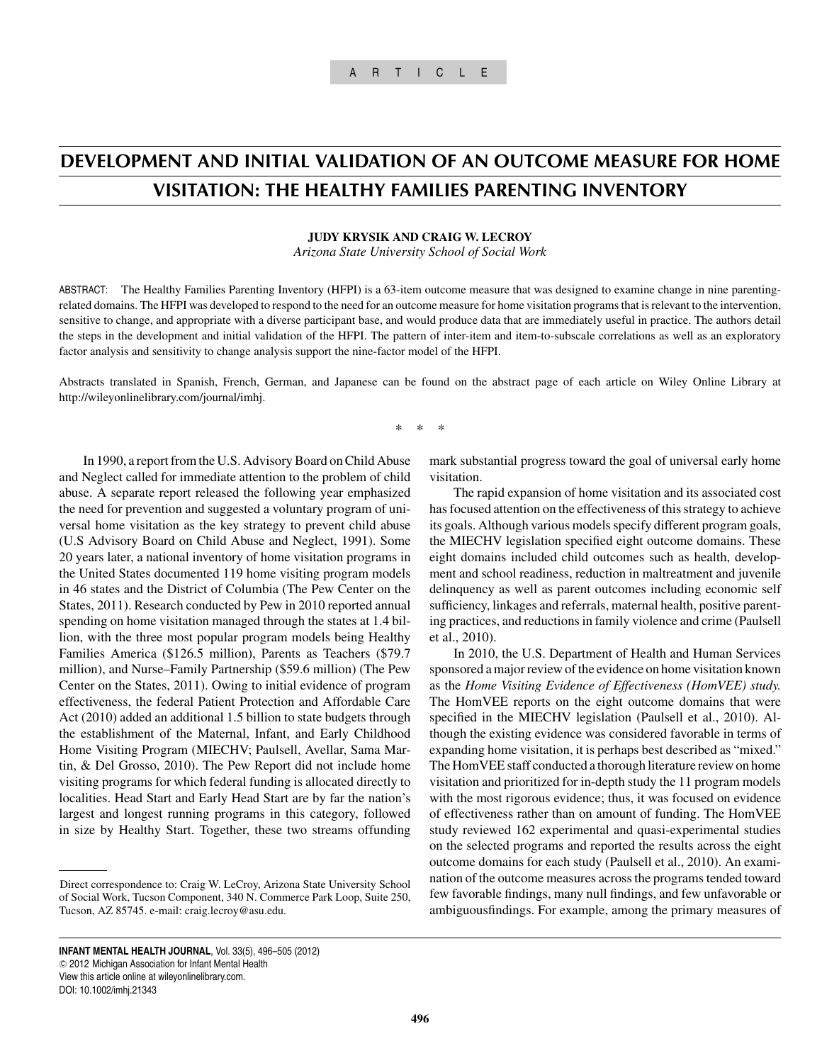ARTICLE

# DEVELOPMENT AND INITIAL VALIDATION OF AN OUTCOME MEASURE FOR HOME VISITATION: THE HEALTHY FAMILIES PARENTING INVENTORY

**JUDY KRYSIK AND CRAIG W. LECROY**

*Arizona State University School of Social Work*

ABSTRACT: The Healthy Families Parenting Inventory (HFPI) is a 63-item outcome measure that was designed to examine change in nine parenting-related domains. The HFPI was developed to respond to the need for an outcome measure for home visitation programs that is relevant to the intervention, sensitive to change, and appropriate with a diverse participant base, and would produce data that are immediately useful in practice. The authors detail the steps in the development and initial validation of the HFPI. The pattern of inter-item and item-to-subscale correlations as well as an exploratory factor analysis and sensitivity to change analysis support the nine-factor model of the HFPI.

Abstracts translated in Spanish, French, German, and Japanese can be found on the abstract page of each article on Wiley Online Library at http://wileyonlinelibrary.com/journal/imhj.

\* \* \*

In 1990, a report from the U.S. Advisory Board on Child Abuse and Neglect called for immediate attention to the problem of child abuse. A separate report released the following year emphasized the need for prevention and suggested a voluntary program of universal home visitation as the key strategy to prevent child abuse (U.S Advisory Board on Child Abuse and Neglect, 1991). Some 20 years later, a national inventory of home visitation programs in the United States documented 119 home visiting program models in 46 states and the District of Columbia (The Pew Center on the States, 2011). Research conducted by Pew in 2010 reported annual spending on home visitation managed through the states at 1.4 billion, with the three most popular program models being Healthy Families America ($126.5 million), Parents as Teachers ($79.7 million), and Nurse–Family Partnership ($59.6 million) (The Pew Center on the States, 2011). Owing to initial evidence of program effectiveness, the federal Patient Protection and Affordable Care Act (2010) added an additional 1.5 billion to state budgets through the establishment of the Maternal, Infant, and Early Childhood Home Visiting Program (MIECHV; Paulsell, Avellar, Sama Martin, & Del Grosso, 2010). The Pew Report did not include home visiting programs for which federal funding is allocated directly to localities. Head Start and Early Head Start are by far the nation's largest and longest running programs in this category, followed in size by Healthy Start. Together, these two streams offunding mark substantial progress toward the goal of universal early home visitation.

The rapid expansion of home visitation and its associated cost has focused attention on the effectiveness of this strategy to achieve its goals. Although various models specify different program goals, the MIECHV legislation specified eight outcome domains. These eight domains included child outcomes such as health, development and school readiness, reduction in maltreatment and juvenile delinquency as well as parent outcomes including economic self sufficiency, linkages and referrals, maternal health, positive parenting practices, and reductions in family violence and crime (Paulsell et al., 2010).

In 2010, the U.S. Department of Health and Human Services sponsored a major review of the evidence on home visitation known as the *Home Visiting Evidence of Effectiveness (HomVEE) study.* The HomVEE reports on the eight outcome domains that were specified in the MIECHV legislation (Paulsell et al., 2010). Although the existing evidence was considered favorable in terms of expanding home visitation, it is perhaps best described as "mixed." The HomVEE staff conducted a thorough literature review on home visitation and prioritized for in-depth study the 11 program models with the most rigorous evidence; thus, it was focused on evidence of effectiveness rather than on amount of funding. The HomVEE study reviewed 162 experimental and quasi-experimental studies on the selected programs and reported the results across the eight outcome domains for each study (Paulsell et al., 2010). An examination of the outcome measures across the programs tended toward few favorable findings, many null findings, and few unfavorable or ambiguousfindings. For example, among the primary measures of

Direct correspondence to: Craig W. LeCroy, Arizona State University School of Social Work, Tucson Component, 340 N. Commerce Park Loop, Suite 250, Tucson, AZ 85745. e-mail: craig.lecroy@asu.edu.

INFANT MENTAL HEALTH JOURNAL, Vol. 33(5), 496–505 (2012)
© 2012 Michigan Association for Infant Mental Health
View this article online at wileyonlinelibrary.com.
DOI: 10.1002/imhj.21343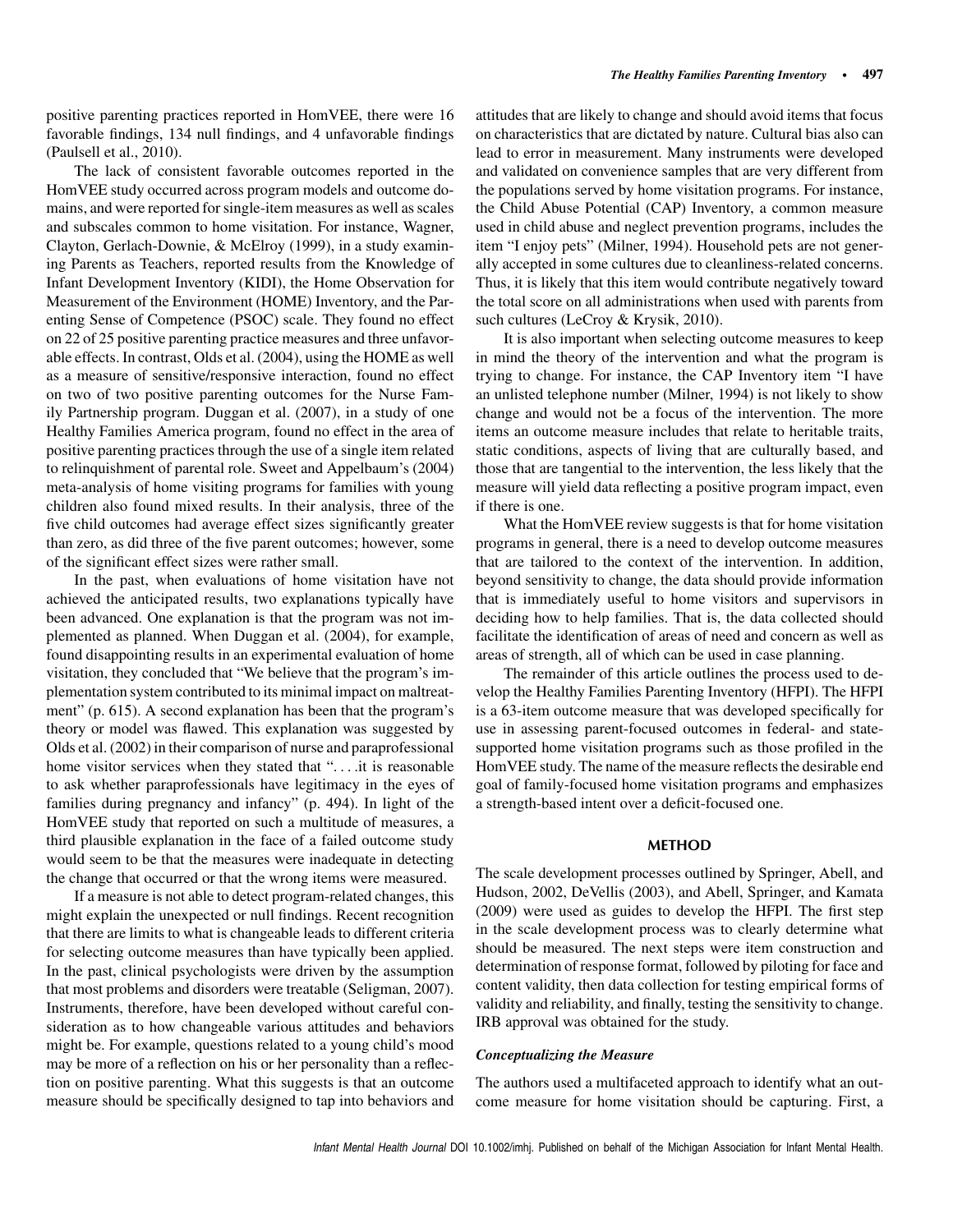positive parenting practices reported in HomVEE, there were 16 favorable findings, 134 null findings, and 4 unfavorable findings (Paulsell et al., 2010).

The lack of consistent favorable outcomes reported in the HomVEE study occurred across program models and outcome domains, and were reported for single-item measures as well as scales and subscales common to home visitation. For instance, Wagner, Clayton, Gerlach-Downie, & McElroy (1999), in a study examining Parents as Teachers, reported results from the Knowledge of Infant Development Inventory (KIDI), the Home Observation for Measurement of the Environment (HOME) Inventory, and the Parenting Sense of Competence (PSOC) scale. They found no effect on 22 of 25 positive parenting practice measures and three unfavorable effects. In contrast, Olds et al. (2004), using the HOME as well as a measure of sensitive/responsive interaction, found no effect on two of two positive parenting outcomes for the Nurse Family Partnership program. Duggan et al. (2007), in a study of one Healthy Families America program, found no effect in the area of positive parenting practices through the use of a single item related to relinquishment of parental role. Sweet and Appelbaum's (2004) meta-analysis of home visiting programs for families with young children also found mixed results. In their analysis, three of the five child outcomes had average effect sizes significantly greater than zero, as did three of the five parent outcomes; however, some of the significant effect sizes were rather small.

In the past, when evaluations of home visitation have not achieved the anticipated results, two explanations typically have been advanced. One explanation is that the program was not implemented as planned. When Duggan et al. (2004), for example, found disappointing results in an experimental evaluation of home visitation, they concluded that "We believe that the program's implementation system contributed to its minimal impact on maltreatment" (p. 615). A second explanation has been that the program's theory or model was flawed. This explanation was suggested by Olds et al. (2002) in their comparison of nurse and paraprofessional home visitor services when they stated that ". . . .it is reasonable to ask whether paraprofessionals have legitimacy in the eyes of families during pregnancy and infancy" (p. 494). In light of the HomVEE study that reported on such a multitude of measures, a third plausible explanation in the face of a failed outcome study would seem to be that the measures were inadequate in detecting the change that occurred or that the wrong items were measured.

If a measure is not able to detect program-related changes, this might explain the unexpected or null findings. Recent recognition that there are limits to what is changeable leads to different criteria for selecting outcome measures than have typically been applied. In the past, clinical psychologists were driven by the assumption that most problems and disorders were treatable (Seligman, 2007). Instruments, therefore, have been developed without careful consideration as to how changeable various attitudes and behaviors might be. For example, questions related to a young child's mood may be more of a reflection on his or her personality than a reflection on positive parenting. What this suggests is that an outcome measure should be specifically designed to tap into behaviors and attitudes that are likely to change and should avoid items that focus on characteristics that are dictated by nature. Cultural bias also can lead to error in measurement. Many instruments were developed and validated on convenience samples that are very different from the populations served by home visitation programs. For instance, the Child Abuse Potential (CAP) Inventory, a common measure used in child abuse and neglect prevention programs, includes the item "I enjoy pets" (Milner, 1994). Household pets are not generally accepted in some cultures due to cleanliness-related concerns. Thus, it is likely that this item would contribute negatively toward the total score on all administrations when used with parents from such cultures (LeCroy & Krysik, 2010).

It is also important when selecting outcome measures to keep in mind the theory of the intervention and what the program is trying to change. For instance, the CAP Inventory item "I have an unlisted telephone number (Milner, 1994) is not likely to show change and would not be a focus of the intervention. The more items an outcome measure includes that relate to heritable traits, static conditions, aspects of living that are culturally based, and those that are tangential to the intervention, the less likely that the measure will yield data reflecting a positive program impact, even if there is one.

What the HomVEE review suggests is that for home visitation programs in general, there is a need to develop outcome measures that are tailored to the context of the intervention. In addition, beyond sensitivity to change, the data should provide information that is immediately useful to home visitors and supervisors in deciding how to help families. That is, the data collected should facilitate the identification of areas of need and concern as well as areas of strength, all of which can be used in case planning.

The remainder of this article outlines the process used to develop the Healthy Families Parenting Inventory (HFPI). The HFPI is a 63-item outcome measure that was developed specifically for use in assessing parent-focused outcomes in federal- and state-supported home visitation programs such as those profiled in the HomVEE study. The name of the measure reflects the desirable end goal of family-focused home visitation programs and emphasizes a strength-based intent over a deficit-focused one.

## METHOD

The scale development processes outlined by Springer, Abell, and Hudson, 2002, DeVellis (2003), and Abell, Springer, and Kamata (2009) were used as guides to develop the HFPI. The first step in the scale development process was to clearly determine what should be measured. The next steps were item construction and determination of response format, followed by piloting for face and content validity, then data collection for testing empirical forms of validity and reliability, and finally, testing the sensitivity to change. IRB approval was obtained for the study.

### *Conceptualizing the Measure*

The authors used a multifaceted approach to identify what an outcome measure for home visitation should be capturing. First, a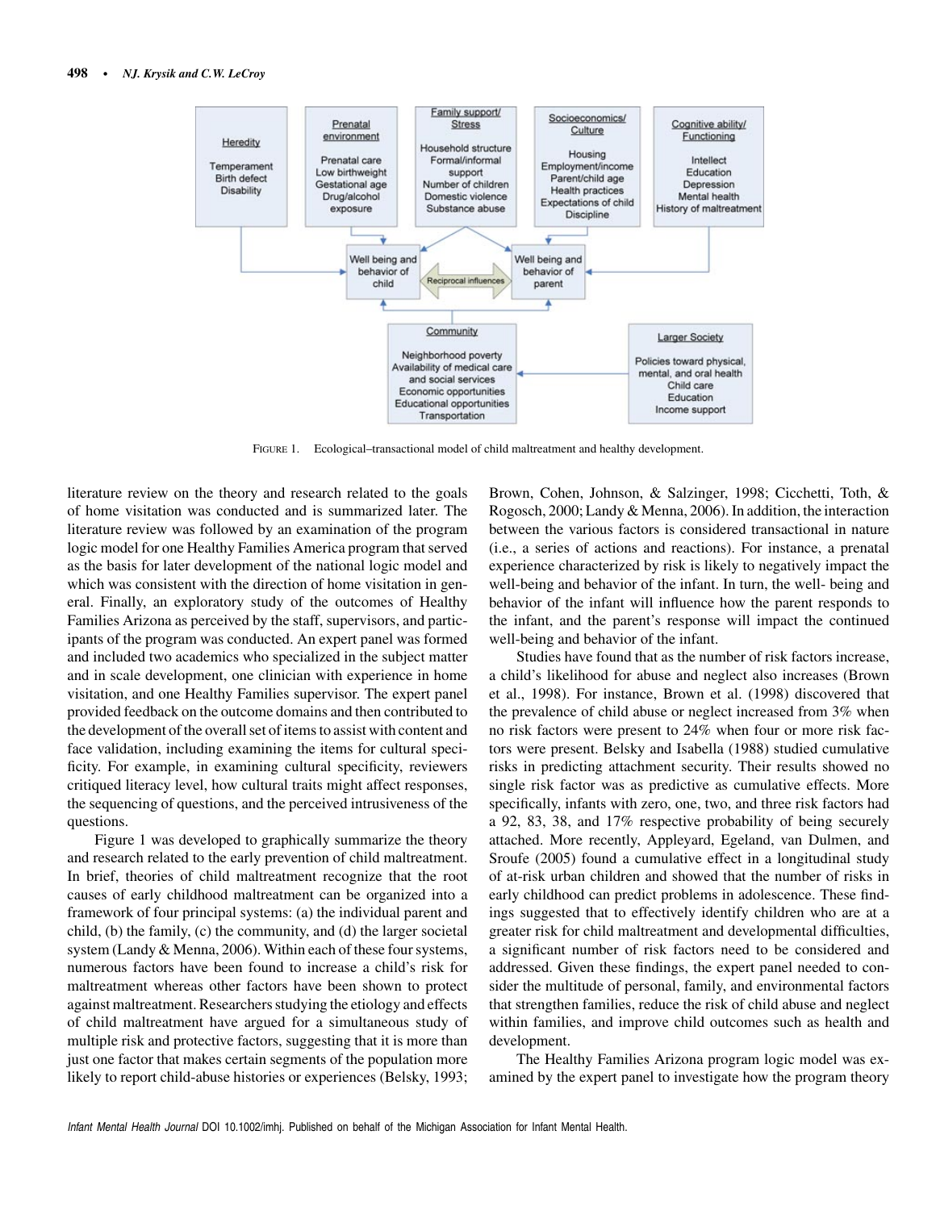FIGURE 1. Ecological–transactional model of child maltreatment and healthy development.

literature review on the theory and research related to the goals of home visitation was conducted and is summarized later. The literature review was followed by an examination of the program logic model for one Healthy Families America program that served as the basis for later development of the national logic model and which was consistent with the direction of home visitation in general. Finally, an exploratory study of the outcomes of Healthy Families Arizona as perceived by the staff, supervisors, and participants of the program was conducted. An expert panel was formed and included two academics who specialized in the subject matter and in scale development, one clinician with experience in home visitation, and one Healthy Families supervisor. The expert panel provided feedback on the outcome domains and then contributed to the development of the overall set of items to assist with content and face validation, including examining the items for cultural specificity. For example, in examining cultural specificity, reviewers critiqued literacy level, how cultural traits might affect responses, the sequencing of questions, and the perceived intrusiveness of the questions.

Figure 1 was developed to graphically summarize the theory and research related to the early prevention of child maltreatment. In brief, theories of child maltreatment recognize that the root causes of early childhood maltreatment can be organized into a framework of four principal systems: (a) the individual parent and child, (b) the family, (c) the community, and (d) the larger societal system (Landy & Menna, 2006). Within each of these four systems, numerous factors have been found to increase a child's risk for maltreatment whereas other factors have been shown to protect against maltreatment. Researchers studying the etiology and effects of child maltreatment have argued for a simultaneous study of multiple risk and protective factors, suggesting that it is more than just one factor that makes certain segments of the population more likely to report child-abuse histories or experiences (Belsky, 1993; Brown, Cohen, Johnson, & Salzinger, 1998; Cicchetti, Toth, & Rogosch, 2000; Landy & Menna, 2006). In addition, the interaction between the various factors is considered transactional in nature (i.e., a series of actions and reactions). For instance, a prenatal experience characterized by risk is likely to negatively impact the well-being and behavior of the infant. In turn, the well- being and behavior of the infant will influence how the parent responds to the infant, and the parent's response will impact the continued well-being and behavior of the infant.

Studies have found that as the number of risk factors increase, a child's likelihood for abuse and neglect also increases (Brown et al., 1998). For instance, Brown et al. (1998) discovered that the prevalence of child abuse or neglect increased from 3% when no risk factors were present to 24% when four or more risk factors were present. Belsky and Isabella (1988) studied cumulative risks in predicting attachment security. Their results showed no single risk factor was as predictive as cumulative effects. More specifically, infants with zero, one, two, and three risk factors had a 92, 83, 38, and 17% respective probability of being securely attached. More recently, Appleyard, Egeland, van Dulmen, and Sroufe (2005) found a cumulative effect in a longitudinal study of at-risk urban children and showed that the number of risks in early childhood can predict problems in adolescence. These findings suggested that to effectively identify children who are at a greater risk for child maltreatment and developmental difficulties, a significant number of risk factors need to be considered and addressed. Given these findings, the expert panel needed to consider the multitude of personal, family, and environmental factors that strengthen families, reduce the risk of child abuse and neglect within families, and improve child outcomes such as health and development.

The Healthy Families Arizona program logic model was examined by the expert panel to investigate how the program theory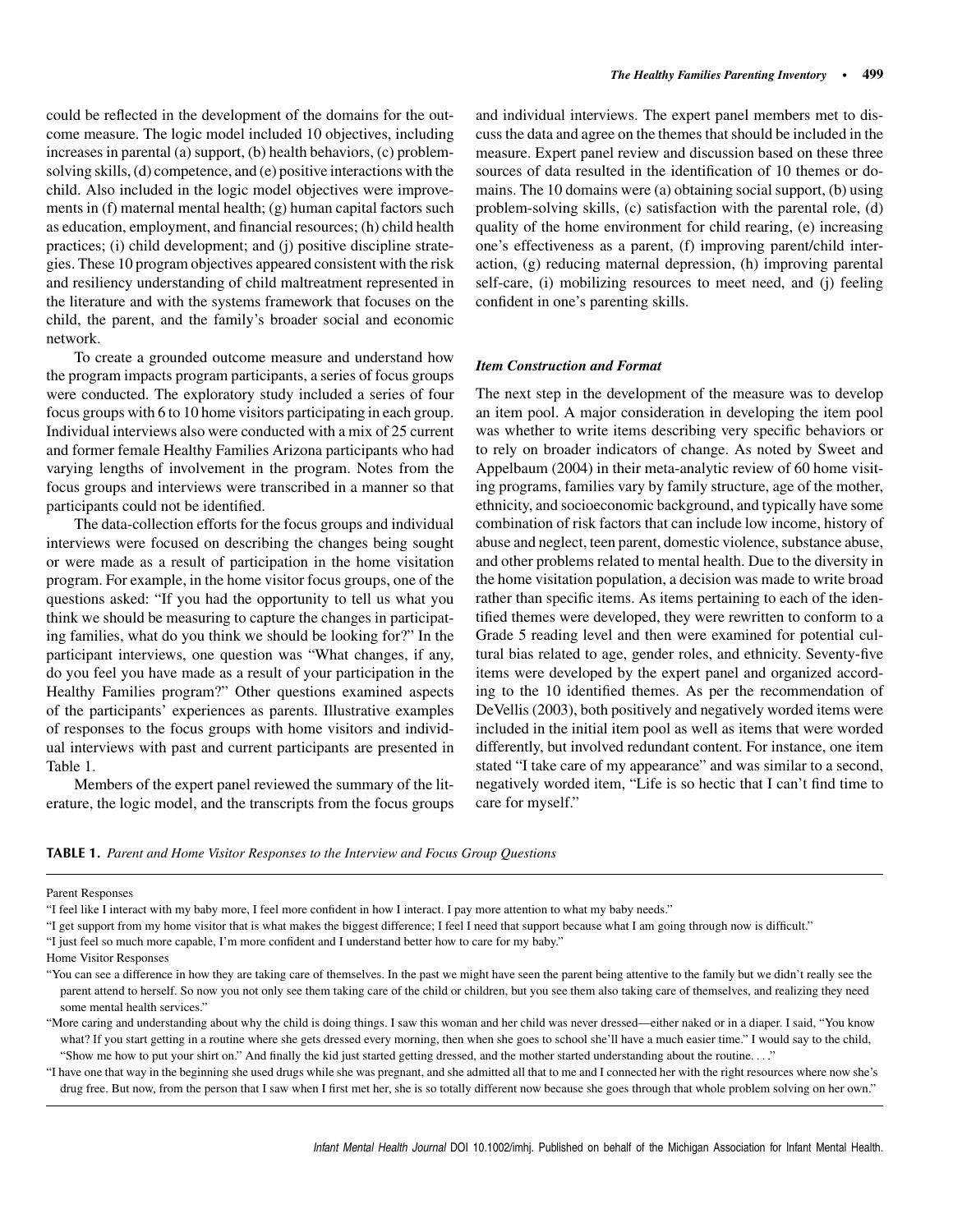could be reflected in the development of the domains for the outcome measure. The logic model included 10 objectives, including increases in parental (a) support, (b) health behaviors, (c) problem-solving skills, (d) competence, and (e) positive interactions with the child. Also included in the logic model objectives were improvements in (f) maternal mental health; (g) human capital factors such as education, employment, and financial resources; (h) child health practices; (i) child development; and (j) positive discipline strategies. These 10 program objectives appeared consistent with the risk and resiliency understanding of child maltreatment represented in the literature and with the systems framework that focuses on the child, the parent, and the family's broader social and economic network.

To create a grounded outcome measure and understand how the program impacts program participants, a series of focus groups were conducted. The exploratory study included a series of four focus groups with 6 to 10 home visitors participating in each group. Individual interviews also were conducted with a mix of 25 current and former female Healthy Families Arizona participants who had varying lengths of involvement in the program. Notes from the focus groups and interviews were transcribed in a manner so that participants could not be identified.

The data-collection efforts for the focus groups and individual interviews were focused on describing the changes being sought or were made as a result of participation in the home visitation program. For example, in the home visitor focus groups, one of the questions asked: "If you had the opportunity to tell us what you think we should be measuring to capture the changes in participating families, what do you think we should be looking for?" In the participant interviews, one question was "What changes, if any, do you feel you have made as a result of your participation in the Healthy Families program?" Other questions examined aspects of the participants' experiences as parents. Illustrative examples of responses to the focus groups with home visitors and individual interviews with past and current participants are presented in Table 1.

Members of the expert panel reviewed the summary of the literature, the logic model, and the transcripts from the focus groups and individual interviews. The expert panel members met to discuss the data and agree on the themes that should be included in the measure. Expert panel review and discussion based on these three sources of data resulted in the identification of 10 themes or domains. The 10 domains were (a) obtaining social support, (b) using problem-solving skills, (c) satisfaction with the parental role, (d) quality of the home environment for child rearing, (e) increasing one's effectiveness as a parent, (f) improving parent/child interaction, (g) reducing maternal depression, (h) improving parental self-care, (i) mobilizing resources to meet need, and (j) feeling confident in one's parenting skills.

### Item Construction and Format

The next step in the development of the measure was to develop an item pool. A major consideration in developing the item pool was whether to write items describing very specific behaviors or to rely on broader indicators of change. As noted by Sweet and Appelbaum (2004) in their meta-analytic review of 60 home visiting programs, families vary by family structure, age of the mother, ethnicity, and socioeconomic background, and typically have some combination of risk factors that can include low income, history of abuse and neglect, teen parent, domestic violence, substance abuse, and other problems related to mental health. Due to the diversity in the home visitation population, a decision was made to write broad rather than specific items. As items pertaining to each of the identified themes were developed, they were rewritten to conform to a Grade 5 reading level and then were examined for potential cultural bias related to age, gender roles, and ethnicity. Seventy-five items were developed by the expert panel and organized according to the 10 identified themes. As per the recommendation of DeVellis (2003), both positively and negatively worded items were included in the initial item pool as well as items that were worded differently, but involved redundant content. For instance, one item stated "I take care of my appearance" and was similar to a second, negatively worded item, "Life is so hectic that I can't find time to care for myself."

**TABLE 1.** *Parent and Home Visitor Responses to the Interview and Focus Group Questions*

| |
|---|
| Parent Responses |
| "I feel like I interact with my baby more, I feel more confident in how I interact. I pay more attention to what my baby needs." |
| "I get support from my home visitor that is what makes the biggest difference; I feel I need that support because what I am going through now is difficult." |
| "I just feel so much more capable, I'm more confident and I understand better how to care for my baby." |
| Home Visitor Responses |
| "You can see a difference in how they are taking care of themselves. In the past we might have seen the parent being attentive to the family but we didn't really see the parent attend to herself. So now you not only see them taking care of the child or children, but you see them also taking care of themselves, and realizing they need some mental health services." |
| "More caring and understanding about why the child is doing things. I saw this woman and her child was never dressed—either naked or in a diaper. I said, "You know what? If you start getting in a routine where she gets dressed every morning, then when she goes to school she'll have a much easier time." I would say to the child, "Show me how to put your shirt on." And finally the kid just started getting dressed, and the mother started understanding about the routine. . . ." |
| "I have one that way in the beginning she used drugs while she was pregnant, and she admitted all that to me and I connected her with the right resources where now she's drug free. But now, from the person that I saw when I first met her, she is so totally different now because she goes through that whole problem solving on her own." |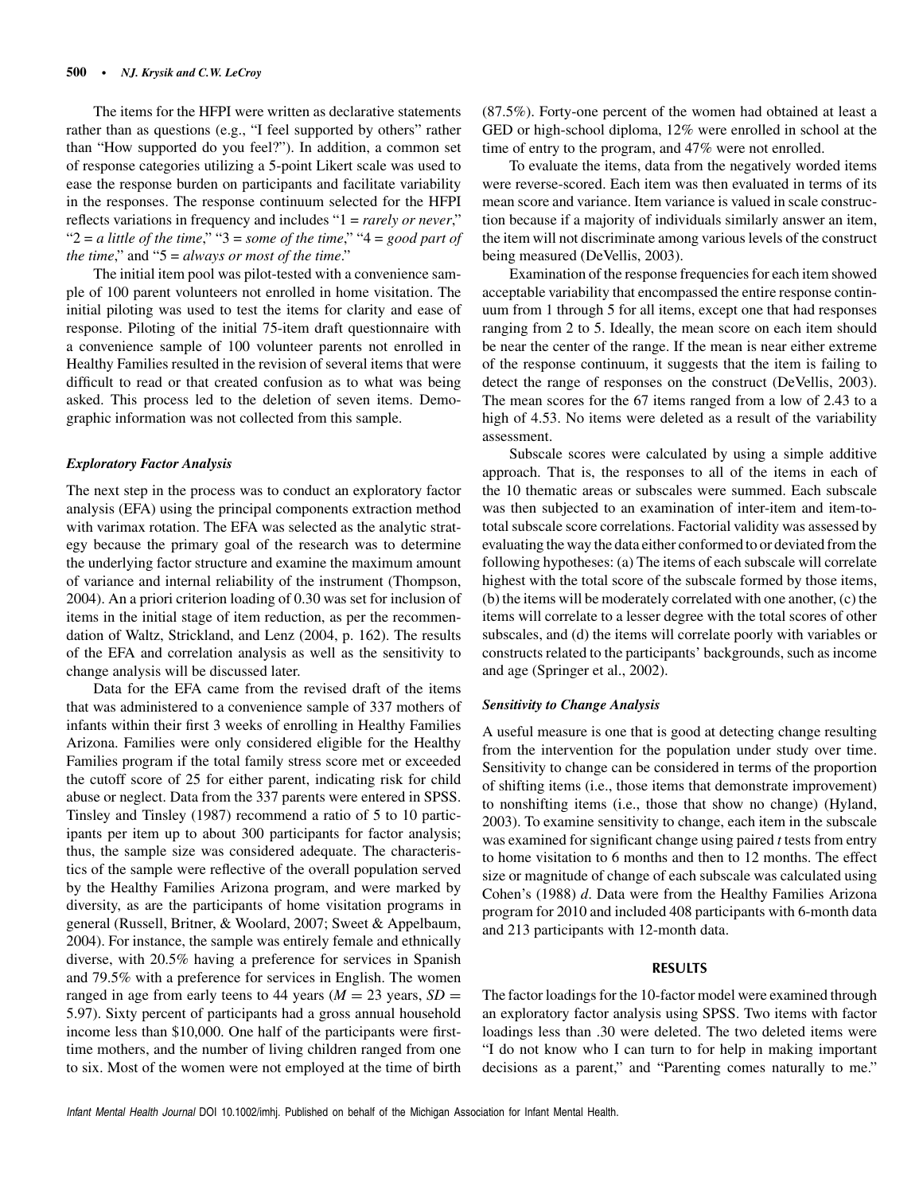The items for the HFPI were written as declarative statements rather than as questions (e.g., "I feel supported by others" rather than "How supported do you feel?"). In addition, a common set of response categories utilizing a 5-point Likert scale was used to ease the response burden on participants and facilitate variability in the responses. The response continuum selected for the HFPI reflects variations in frequency and includes "1 = *rarely or never*," "2 = *a little of the time*," "3 = *some of the time*," "4 = *good part of the time*," and "5 = *always or most of the time*."

The initial item pool was pilot-tested with a convenience sample of 100 parent volunteers not enrolled in home visitation. The initial piloting was used to test the items for clarity and ease of response. Piloting of the initial 75-item draft questionnaire with a convenience sample of 100 volunteer parents not enrolled in Healthy Families resulted in the revision of several items that were difficult to read or that created confusion as to what was being asked. This process led to the deletion of seven items. Demographic information was not collected from this sample.

### *Exploratory Factor Analysis*

The next step in the process was to conduct an exploratory factor analysis (EFA) using the principal components extraction method with varimax rotation. The EFA was selected as the analytic strategy because the primary goal of the research was to determine the underlying factor structure and examine the maximum amount of variance and internal reliability of the instrument (Thompson, 2004). An a priori criterion loading of 0.30 was set for inclusion of items in the initial stage of item reduction, as per the recommendation of Waltz, Strickland, and Lenz (2004, p. 162). The results of the EFA and correlation analysis as well as the sensitivity to change analysis will be discussed later.

Data for the EFA came from the revised draft of the items that was administered to a convenience sample of 337 mothers of infants within their first 3 weeks of enrolling in Healthy Families Arizona. Families were only considered eligible for the Healthy Families program if the total family stress score met or exceeded the cutoff score of 25 for either parent, indicating risk for child abuse or neglect. Data from the 337 parents were entered in SPSS. Tinsley and Tinsley (1987) recommend a ratio of 5 to 10 participants per item up to about 300 participants for factor analysis; thus, the sample size was considered adequate. The characteristics of the sample were reflective of the overall population served by the Healthy Families Arizona program, and were marked by diversity, as are the participants of home visitation programs in general (Russell, Britner, & Woolard, 2007; Sweet & Appelbaum, 2004). For instance, the sample was entirely female and ethnically diverse, with 20.5% having a preference for services in Spanish and 79.5% with a preference for services in English. The women ranged in age from early teens to 44 years ($M = 23$ years, $SD = 5.97$). Sixty percent of participants had a gross annual household income less than \$10,000. One half of the participants were first-time mothers, and the number of living children ranged from one to six. Most of the women were not employed at the time of birth (87.5%). Forty-one percent of the women had obtained at least a GED or high-school diploma, 12% were enrolled in school at the time of entry to the program, and 47% were not enrolled.

To evaluate the items, data from the negatively worded items were reverse-scored. Each item was then evaluated in terms of its mean score and variance. Item variance is valued in scale construction because if a majority of individuals similarly answer an item, the item will not discriminate among various levels of the construct being measured (DeVellis, 2003).

Examination of the response frequencies for each item showed acceptable variability that encompassed the entire response continuum from 1 through 5 for all items, except one that had responses ranging from 2 to 5. Ideally, the mean score on each item should be near the center of the range. If the mean is near either extreme of the response continuum, it suggests that the item is failing to detect the range of responses on the construct (DeVellis, 2003). The mean scores for the 67 items ranged from a low of 2.43 to a high of 4.53. No items were deleted as a result of the variability assessment.

Subscale scores were calculated by using a simple additive approach. That is, the responses to all of the items in each of the 10 thematic areas or subscales were summed. Each subscale was then subjected to an examination of inter-item and item-to-total subscale score correlations. Factorial validity was assessed by evaluating the way the data either conformed to or deviated from the following hypotheses: (a) The items of each subscale will correlate highest with the total score of the subscale formed by those items, (b) the items will be moderately correlated with one another, (c) the items will correlate to a lesser degree with the total scores of other subscales, and (d) the items will correlate poorly with variables or constructs related to the participants' backgrounds, such as income and age (Springer et al., 2002).

### *Sensitivity to Change Analysis*

A useful measure is one that is good at detecting change resulting from the intervention for the population under study over time. Sensitivity to change can be considered in terms of the proportion of shifting items (i.e., those items that demonstrate improvement) to nonshifting items (i.e., those that show no change) (Hyland, 2003). To examine sensitivity to change, each item in the subscale was examined for significant change using paired $t$ tests from entry to home visitation to 6 months and then to 12 months. The effect size or magnitude of change of each subscale was calculated using Cohen's (1988) $d$. Data were from the Healthy Families Arizona program for 2010 and included 408 participants with 6-month data and 213 participants with 12-month data.

## RESULTS

The factor loadings for the 10-factor model were examined through an exploratory factor analysis using SPSS. Two items with factor loadings less than .30 were deleted. The two deleted items were "I do not know who I can turn to for help in making important decisions as a parent," and "Parenting comes naturally to me."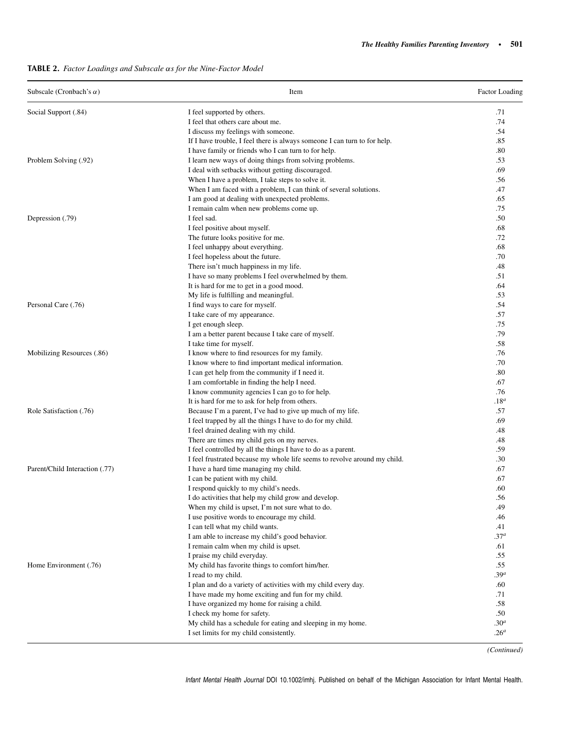**TABLE 2.** *Factor Loadings and Subscale αs for the Nine-Factor Model*

| Subscale (Cronbach's $\alpha$) | Item | Factor Loading |
|---|---|---|
| Social Support (.84) | I feel supported by others. | .71 |
| | I feel that others care about me. | .74 |
| | I discuss my feelings with someone. | .54 |
| | If I have trouble, I feel there is always someone I can turn to for help. | .85 |
| | I have family or friends who I can turn to for help. | .80 |
| Problem Solving (.92) | I learn new ways of doing things from solving problems. | .53 |
| | I deal with setbacks without getting discouraged. | .69 |
| | When I have a problem, I take steps to solve it. | .56 |
| | When I am faced with a problem, I can think of several solutions. | .47 |
| | I am good at dealing with unexpected problems. | .65 |
| | I remain calm when new problems come up. | .75 |
| Depression (.79) | I feel sad. | .50 |
| | I feel positive about myself. | .68 |
| | The future looks positive for me. | .72 |
| | I feel unhappy about everything. | .68 |
| | I feel hopeless about the future. | .70 |
| | There isn't much happiness in my life. | .48 |
| | I have so many problems I feel overwhelmed by them. | .51 |
| | It is hard for me to get in a good mood. | .64 |
| | My life is fulfilling and meaningful. | .53 |
| Personal Care (.76) | I find ways to care for myself. | .54 |
| | I take care of my appearance. | .57 |
| | I get enough sleep. | .75 |
| | I am a better parent because I take care of myself. | .79 |
| | I take time for myself. | .58 |
| Mobilizing Resources (.86) | I know where to find resources for my family. | .76 |
| | I know where to find important medical information. | .70 |
| | I can get help from the community if I need it. | .80 |
| | I am comfortable in finding the help I need. | .67 |
| | I know community agencies I can go to for help. | .76 |
| | It is hard for me to ask for help from others. | .18[a] |
| Role Satisfaction (.76) | Because I'm a parent, I've had to give up much of my life. | .57 |
| | I feel trapped by all the things I have to do for my child. | .69 |
| | I feel drained dealing with my child. | .48 |
| | There are times my child gets on my nerves. | .48 |
| | I feel controlled by all the things I have to do as a parent. | .59 |
| | I feel frustrated because my whole life seems to revolve around my child. | .30 |
| Parent/Child Interaction (.77) | I have a hard time managing my child. | .67 |
| | I can be patient with my child. | .67 |
| | I respond quickly to my child's needs. | .60 |
| | I do activities that help my child grow and develop. | .56 |
| | When my child is upset, I'm not sure what to do. | .49 |
| | I use positive words to encourage my child. | .46 |
| | I can tell what my child wants. | .41 |
| | I am able to increase my child's good behavior. | .37[a] |
| | I remain calm when my child is upset. | .61 |
| | I praise my child everyday. | .55 |
| Home Environment (.76) | My child has favorite things to comfort him/her. | .55 |
| | I read to my child. | .39[a] |
| | I plan and do a variety of activities with my child every day. | .60 |
| | I have made my home exciting and fun for my child. | .71 |
| | I have organized my home for raising a child. | .58 |
| | I check my home for safety. | .50 |
| | My child has a schedule for eating and sleeping in my home. | .30[a] |
| | I set limits for my child consistently. | .26[a] |

*(Continued)*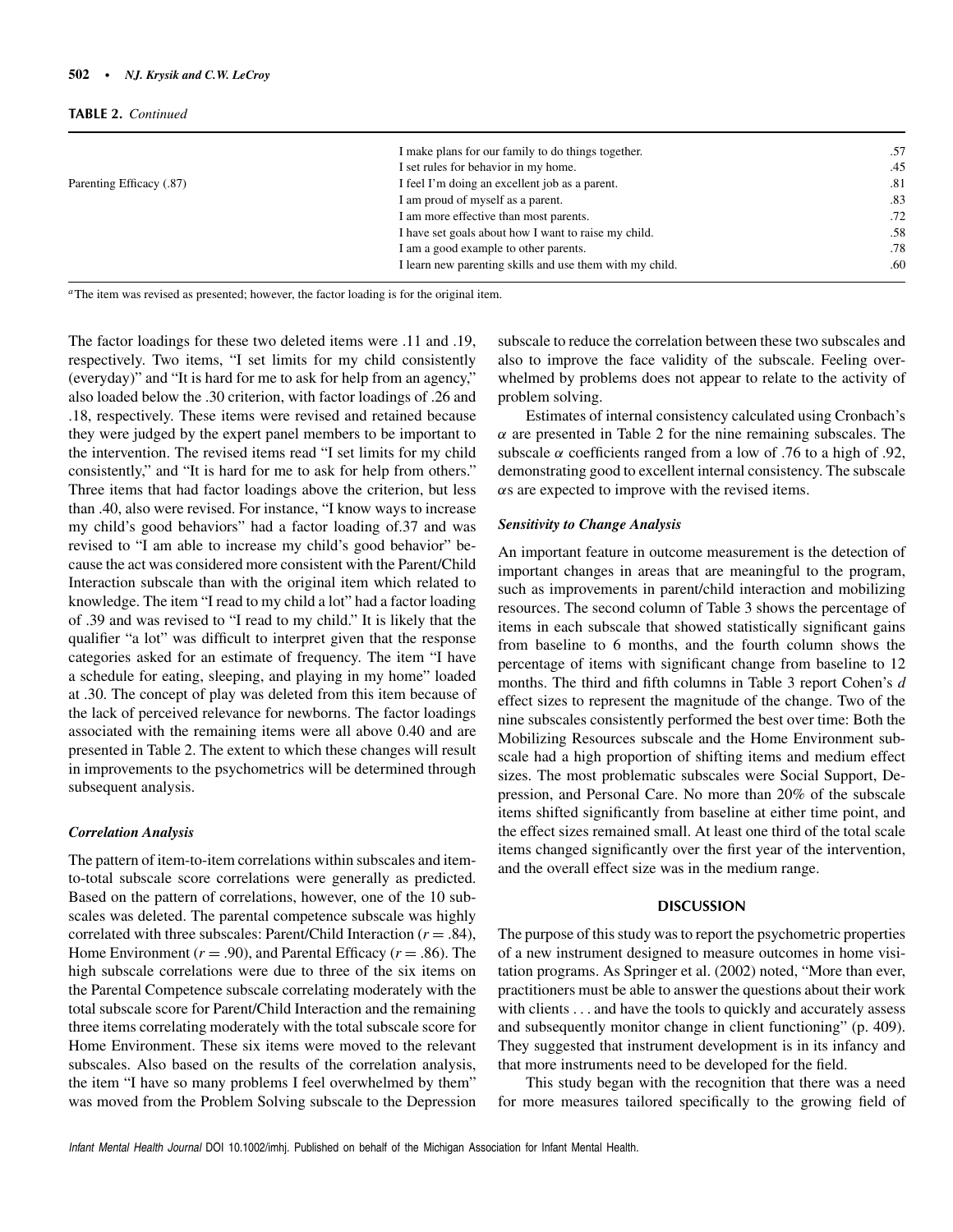**TABLE 2.** *Continued*

| | | |
|---|---|---|
| | I make plans for our family to do things together. | .57 |
| | I set rules for behavior in my home. | .45 |
| Parenting Efficacy (.87) | I feel I'm doing an excellent job as a parent. | .81 |
| | I am proud of myself as a parent. | .83 |
| | I am more effective than most parents. | .72 |
| | I have set goals about how I want to raise my child. | .58 |
| | I am a good example to other parents. | .78 |
| | I learn new parenting skills and use them with my child. | .60 |

[a]The item was revised as presented; however, the factor loading is for the original item.

The factor loadings for these two deleted items were .11 and .19, respectively. Two items, "I set limits for my child consistently (everyday)" and "It is hard for me to ask for help from an agency," also loaded below the .30 criterion, with factor loadings of .26 and .18, respectively. These items were revised and retained because they were judged by the expert panel members to be important to the intervention. The revised items read "I set limits for my child consistently," and "It is hard for me to ask for help from others." Three items that had factor loadings above the criterion, but less than .40, also were revised. For instance, "I know ways to increase my child's good behaviors" had a factor loading of.37 and was revised to "I am able to increase my child's good behavior" because the act was considered more consistent with the Parent/Child Interaction subscale than with the original item which related to knowledge. The item "I read to my child a lot" had a factor loading of .39 and was revised to "I read to my child." It is likely that the qualifier "a lot" was difficult to interpret given that the response categories asked for an estimate of frequency. The item "I have a schedule for eating, sleeping, and playing in my home" loaded at .30. The concept of play was deleted from this item because of the lack of perceived relevance for newborns. The factor loadings associated with the remaining items were all above 0.40 and are presented in Table 2. The extent to which these changes will result in improvements to the psychometrics will be determined through subsequent analysis.

### *Correlation Analysis*

The pattern of item-to-item correlations within subscales and item-to-total subscale score correlations were generally as predicted. Based on the pattern of correlations, however, one of the 10 subscales was deleted. The parental competence subscale was highly correlated with three subscales: Parent/Child Interaction ($r = .84$), Home Environment ($r = .90$), and Parental Efficacy ($r = .86$). The high subscale correlations were due to three of the six items on the Parental Competence subscale correlating moderately with the total subscale score for Parent/Child Interaction and the remaining three items correlating moderately with the total subscale score for Home Environment. These six items were moved to the relevant subscales. Also based on the results of the correlation analysis, the item "I have so many problems I feel overwhelmed by them" was moved from the Problem Solving subscale to the Depression subscale to reduce the correlation between these two subscales and also to improve the face validity of the subscale. Feeling overwhelmed by problems does not appear to relate to the activity of problem solving.

Estimates of internal consistency calculated using Cronbach's $\alpha$ are presented in Table 2 for the nine remaining subscales. The subscale $\alpha$ coefficients ranged from a low of .76 to a high of .92, demonstrating good to excellent internal consistency. The subscale $\alpha$s are expected to improve with the revised items.

### *Sensitivity to Change Analysis*

An important feature in outcome measurement is the detection of important changes in areas that are meaningful to the program, such as improvements in parent/child interaction and mobilizing resources. The second column of Table 3 shows the percentage of items in each subscale that showed statistically significant gains from baseline to 6 months, and the fourth column shows the percentage of items with significant change from baseline to 12 months. The third and fifth columns in Table 3 report Cohen's $d$ effect sizes to represent the magnitude of the change. Two of the nine subscales consistently performed the best over time: Both the Mobilizing Resources subscale and the Home Environment subscale had a high proportion of shifting items and medium effect sizes. The most problematic subscales were Social Support, Depression, and Personal Care. No more than 20% of the subscale items shifted significantly from baseline at either time point, and the effect sizes remained small. At least one third of the total scale items changed significantly over the first year of the intervention, and the overall effect size was in the medium range.

## DISCUSSION

The purpose of this study was to report the psychometric properties of a new instrument designed to measure outcomes in home visitation programs. As Springer et al. (2002) noted, "More than ever, practitioners must be able to answer the questions about their work with clients . . . and have the tools to quickly and accurately assess and subsequently monitor change in client functioning" (p. 409). They suggested that instrument development is in its infancy and that more instruments need to be developed for the field.

This study began with the recognition that there was a need for more measures tailored specifically to the growing field of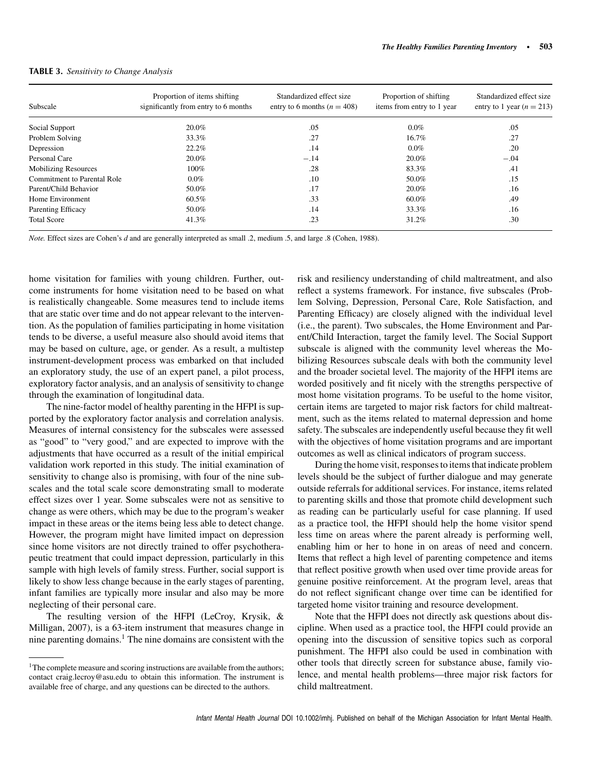**TABLE 3.** *Sensitivity to Change Analysis*

| Subscale | Proportion of items shifting significantly from entry to 6 months | Standardized effect size entry to 6 months ($n = 408$) | Proportion of shifting items from entry to 1 year | Standardized effect size entry to 1 year ($n = 213$) |
|---|---|---|---|---|
| Social Support | 20.0% | .05 | 0.0% | .05 |
| Problem Solving | 33.3% | .27 | 16.7% | .27 |
| Depression | 22.2% | .14 | 0.0% | .20 |
| Personal Care | 20.0% | −.14 | 20.0% | −.04 |
| Mobilizing Resources | 100% | .28 | 83.3% | .41 |
| Commitment to Parental Role | 0.0% | .10 | 50.0% | .15 |
| Parent/Child Behavior | 50.0% | .17 | 20.0% | .16 |
| Home Environment | 60.5% | .33 | 60.0% | .49 |
| Parenting Efficacy | 50.0% | .14 | 33.3% | .16 |
| Total Score | 41.3% | .23 | 31.2% | .30 |

*Note.* Effect sizes are Cohen's *d* and are generally interpreted as small .2, medium .5, and large .8 (Cohen, 1988).

home visitation for families with young children. Further, outcome instruments for home visitation need to be based on what is realistically changeable. Some measures tend to include items that are static over time and do not appear relevant to the intervention. As the population of families participating in home visitation tends to be diverse, a useful measure also should avoid items that may be based on culture, age, or gender. As a result, a multistep instrument-development process was embarked on that included an exploratory study, the use of an expert panel, a pilot process, exploratory factor analysis, and an analysis of sensitivity to change through the examination of longitudinal data.

The nine-factor model of healthy parenting in the HFPI is supported by the exploratory factor analysis and correlation analysis. Measures of internal consistency for the subscales were assessed as "good" to "very good," and are expected to improve with the adjustments that have occurred as a result of the initial empirical validation work reported in this study. The initial examination of sensitivity to change also is promising, with four of the nine subscales and the total scale score demonstrating small to moderate effect sizes over 1 year. Some subscales were not as sensitive to change as were others, which may be due to the program's weaker impact in these areas or the items being less able to detect change. However, the program might have limited impact on depression since home visitors are not directly trained to offer psychotherapeutic treatment that could impact depression, particularly in this sample with high levels of family stress. Further, social support is likely to show less change because in the early stages of parenting, infant families are typically more insular and also may be more neglecting of their personal care.

The resulting version of the HFPI (LeCroy, Krysik, & Milligan, 2007), is a 63-item instrument that measures change in nine parenting domains.[1] The nine domains are consistent with the risk and resiliency understanding of child maltreatment, and also reflect a systems framework. For instance, five subscales (Problem Solving, Depression, Personal Care, Role Satisfaction, and Parenting Efficacy) are closely aligned with the individual level (i.e., the parent). Two subscales, the Home Environment and Parent/Child Interaction, target the family level. The Social Support subscale is aligned with the community level whereas the Mobilizing Resources subscale deals with both the community level and the broader societal level. The majority of the HFPI items are worded positively and fit nicely with the strengths perspective of most home visitation programs. To be useful to the home visitor, certain items are targeted to major risk factors for child maltreatment, such as the items related to maternal depression and home safety. The subscales are independently useful because they fit well with the objectives of home visitation programs and are important outcomes as well as clinical indicators of program success.

During the home visit, responses to items that indicate problem levels should be the subject of further dialogue and may generate outside referrals for additional services. For instance, items related to parenting skills and those that promote child development such as reading can be particularly useful for case planning. If used as a practice tool, the HFPI should help the home visitor spend less time on areas where the parent already is performing well, enabling him or her to hone in on areas of need and concern. Items that reflect a high level of parenting competence and items that reflect positive growth when used over time provide areas for genuine positive reinforcement. At the program level, areas that do not reflect significant change over time can be identified for targeted home visitor training and resource development.

Note that the HFPI does not directly ask questions about discipline. When used as a practice tool, the HFPI could provide an opening into the discussion of sensitive topics such as corporal punishment. The HFPI also could be used in combination with other tools that directly screen for substance abuse, family violence, and mental health problems—three major risk factors for child maltreatment.

[1] The complete measure and scoring instructions are available from the authors; contact craig.lecroy@asu.edu to obtain this information. The instrument is available free of charge, and any questions can be directed to the authors.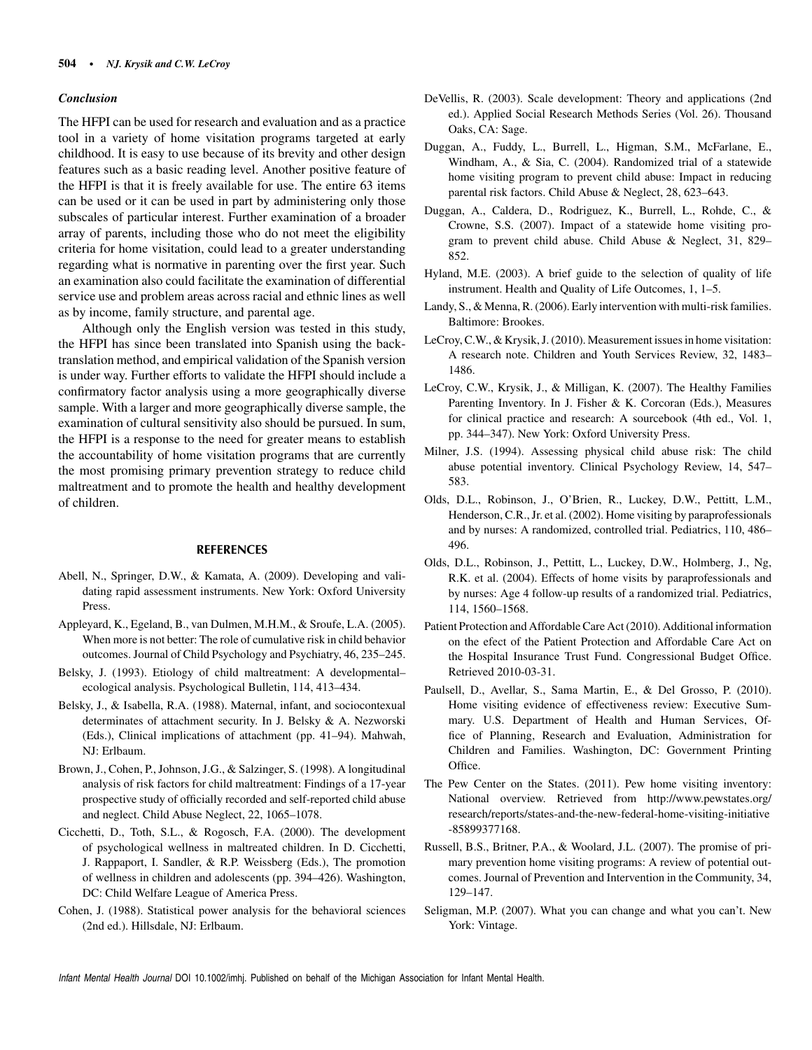### Conclusion

The HFPI can be used for research and evaluation and as a practice tool in a variety of home visitation programs targeted at early childhood. It is easy to use because of its brevity and other design features such as a basic reading level. Another positive feature of the HFPI is that it is freely available for use. The entire 63 items can be used or it can be used in part by administering only those subscales of particular interest. Further examination of a broader array of parents, including those who do not meet the eligibility criteria for home visitation, could lead to a greater understanding regarding what is normative in parenting over the first year. Such an examination also could facilitate the examination of differential service use and problem areas across racial and ethnic lines as well as by income, family structure, and parental age.

Although only the English version was tested in this study, the HFPI has since been translated into Spanish using the back-translation method, and empirical validation of the Spanish version is under way. Further efforts to validate the HFPI should include a confirmatory factor analysis using a more geographically diverse sample. With a larger and more geographically diverse sample, the examination of cultural sensitivity also should be pursued. In sum, the HFPI is a response to the need for greater means to establish the accountability of home visitation programs that are currently the most promising primary prevention strategy to reduce child maltreatment and to promote the health and healthy development of children.

## REFERENCES

Abell, N., Springer, D.W., & Kamata, A. (2009). Developing and validating rapid assessment instruments. New York: Oxford University Press.

Appleyard, K., Egeland, B., van Dulmen, M.H.M., & Sroufe, L.A. (2005). When more is not better: The role of cumulative risk in child behavior outcomes. Journal of Child Psychology and Psychiatry, 46, 235–245.

Belsky, J. (1993). Etiology of child maltreatment: A developmental–ecological analysis. Psychological Bulletin, 114, 413–434.

Belsky, J., & Isabella, R.A. (1988). Maternal, infant, and sociocontexual determinates of attachment security. In J. Belsky & A. Nezworski (Eds.), Clinical implications of attachment (pp. 41–94). Mahwah, NJ: Erlbaum.

Brown, J., Cohen, P., Johnson, J.G., & Salzinger, S. (1998). A longitudinal analysis of risk factors for child maltreatment: Findings of a 17-year prospective study of officially recorded and self-reported child abuse and neglect. Child Abuse Neglect, 22, 1065–1078.

Cicchetti, D., Toth, S.L., & Rogosch, F.A. (2000). The development of psychological wellness in maltreated children. In D. Cicchetti, J. Rappaport, I. Sandler, & R.P. Weissberg (Eds.), The promotion of wellness in children and adolescents (pp. 394–426). Washington, DC: Child Welfare League of America Press.

Cohen, J. (1988). Statistical power analysis for the behavioral sciences (2nd ed.). Hillsdale, NJ: Erlbaum.

DeVellis, R. (2003). Scale development: Theory and applications (2nd ed.). Applied Social Research Methods Series (Vol. 26). Thousand Oaks, CA: Sage.

Duggan, A., Fuddy, L., Burrell, L., Higman, S.M., McFarlane, E., Windham, A., & Sia, C. (2004). Randomized trial of a statewide home visiting program to prevent child abuse: Impact in reducing parental risk factors. Child Abuse & Neglect, 28, 623–643.

Duggan, A., Caldera, D., Rodriguez, K., Burrell, L., Rohde, C., & Crowne, S.S. (2007). Impact of a statewide home visiting program to prevent child abuse. Child Abuse & Neglect, 31, 829–852.

Hyland, M.E. (2003). A brief guide to the selection of quality of life instrument. Health and Quality of Life Outcomes, 1, 1–5.

Landy, S., & Menna, R. (2006). Early intervention with multi-risk families. Baltimore: Brookes.

LeCroy, C.W., & Krysik, J. (2010). Measurement issues in home visitation: A research note. Children and Youth Services Review, 32, 1483–1486.

LeCroy, C.W., Krysik, J., & Milligan, K. (2007). The Healthy Families Parenting Inventory. In J. Fisher & K. Corcoran (Eds.), Measures for clinical practice and research: A sourcebook (4th ed., Vol. 1, pp. 344–347). New York: Oxford University Press.

Milner, J.S. (1994). Assessing physical child abuse risk: The child abuse potential inventory. Clinical Psychology Review, 14, 547–583.

Olds, D.L., Robinson, J., O'Brien, R., Luckey, D.W., Pettitt, L.M., Henderson, C.R., Jr. et al. (2002). Home visiting by paraprofessionals and by nurses: A randomized, controlled trial. Pediatrics, 110, 486–496.

Olds, D.L., Robinson, J., Pettitt, L., Luckey, D.W., Holmberg, J., Ng, R.K. et al. (2004). Effects of home visits by paraprofessionals and by nurses: Age 4 follow-up results of a randomized trial. Pediatrics, 114, 1560–1568.

Patient Protection and Affordable Care Act (2010). Additional information on the efect of the Patient Protection and Affordable Care Act on the Hospital Insurance Trust Fund. Congressional Budget Office. Retrieved 2010-03-31.

Paulsell, D., Avellar, S., Sama Martin, E., & Del Grosso, P. (2010). Home visiting evidence of effectiveness review: Executive Summary. U.S. Department of Health and Human Services, Office of Planning, Research and Evaluation, Administration for Children and Families. Washington, DC: Government Printing Office.

The Pew Center on the States. (2011). Pew home visiting inventory: National overview. Retrieved from http://www.pewstates.org/research/reports/states-and-the-new-federal-home-visiting-initiative-85899377168.

Russell, B.S., Britner, P.A., & Woolard, J.L. (2007). The promise of primary prevention home visiting programs: A review of potential outcomes. Journal of Prevention and Intervention in the Community, 34, 129–147.

Seligman, M.P. (2007). What you can change and what you can't. New York: Vintage.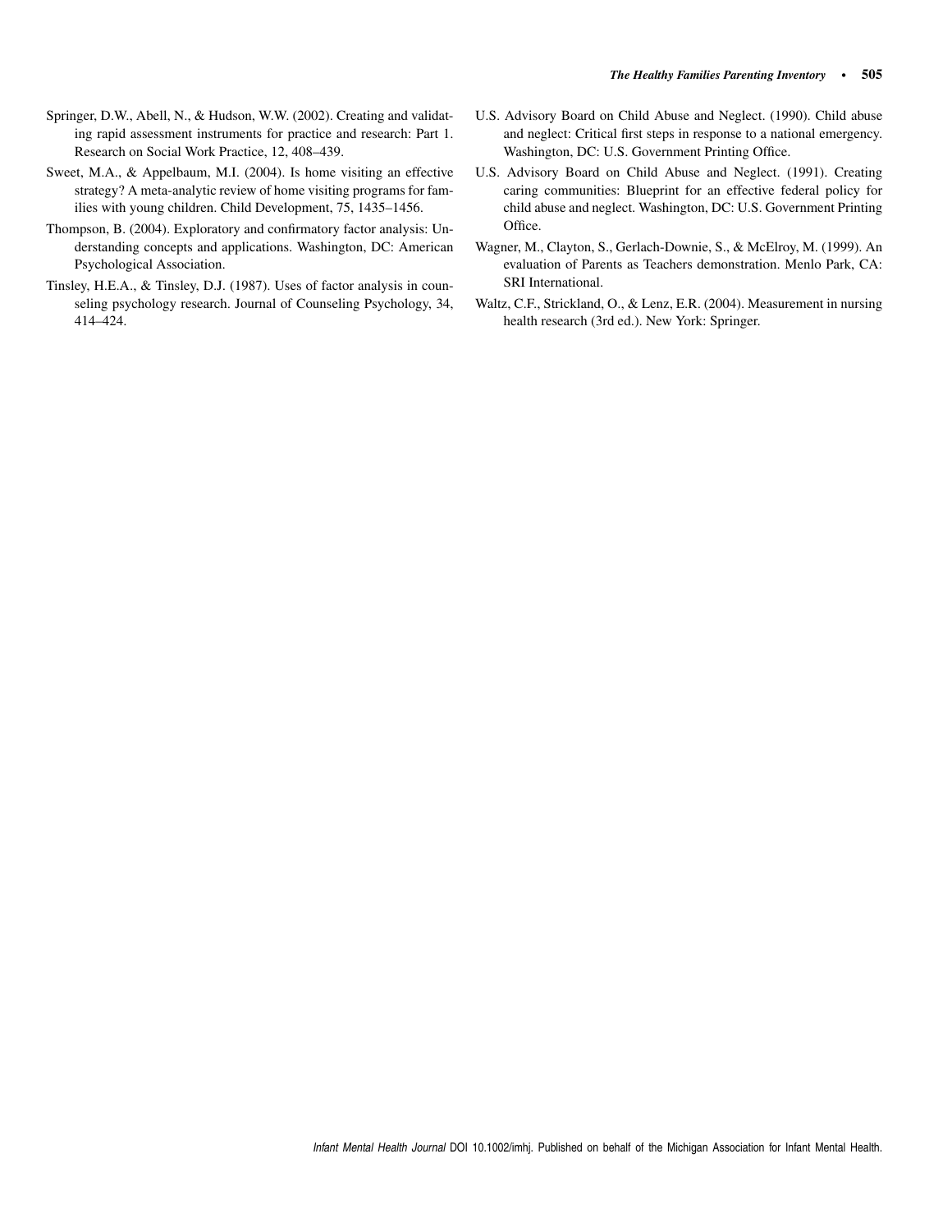Springer, D.W., Abell, N., & Hudson, W.W. (2002). Creating and validating rapid assessment instruments for practice and research: Part 1. Research on Social Work Practice, 12, 408–439.

Sweet, M.A., & Appelbaum, M.I. (2004). Is home visiting an effective strategy? A meta-analytic review of home visiting programs for families with young children. Child Development, 75, 1435–1456.

Thompson, B. (2004). Exploratory and confirmatory factor analysis: Understanding concepts and applications. Washington, DC: American Psychological Association.

Tinsley, H.E.A., & Tinsley, D.J. (1987). Uses of factor analysis in counseling psychology research. Journal of Counseling Psychology, 34, 414–424.

U.S. Advisory Board on Child Abuse and Neglect. (1990). Child abuse and neglect: Critical first steps in response to a national emergency. Washington, DC: U.S. Government Printing Office.

U.S. Advisory Board on Child Abuse and Neglect. (1991). Creating caring communities: Blueprint for an effective federal policy for child abuse and neglect. Washington, DC: U.S. Government Printing Office.

Wagner, M., Clayton, S., Gerlach-Downie, S., & McElroy, M. (1999). An evaluation of Parents as Teachers demonstration. Menlo Park, CA: SRI International.

Waltz, C.F., Strickland, O., & Lenz, E.R. (2004). Measurement in nursing health research (3rd ed.). New York: Springer.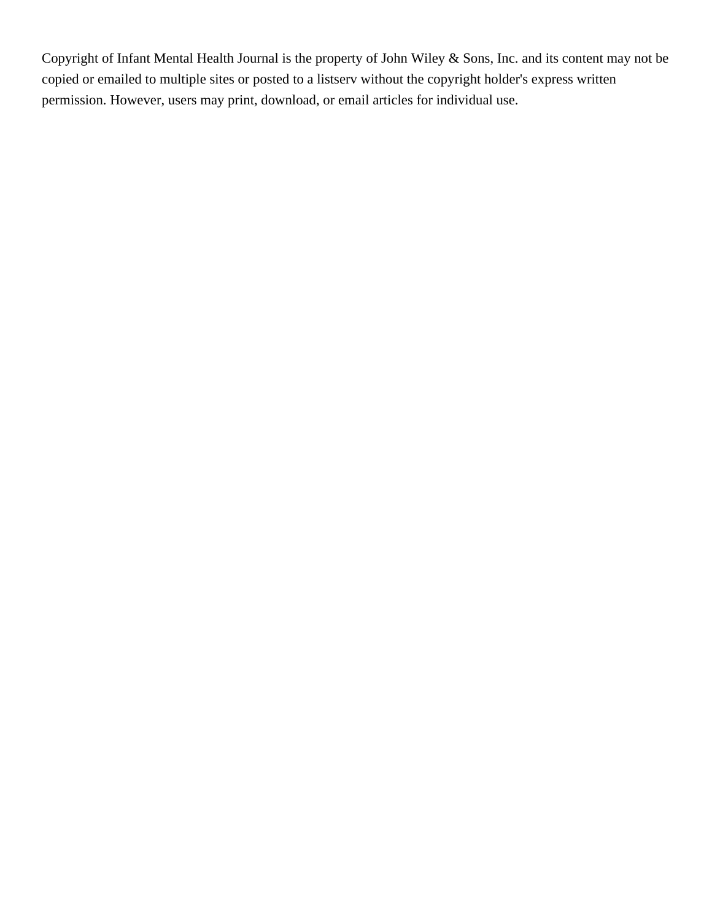Copyright of Infant Mental Health Journal is the property of John Wiley & Sons, Inc. and its content may not be copied or emailed to multiple sites or posted to a listserv without the copyright holder's express written permission. However, users may print, download, or email articles for individual use.